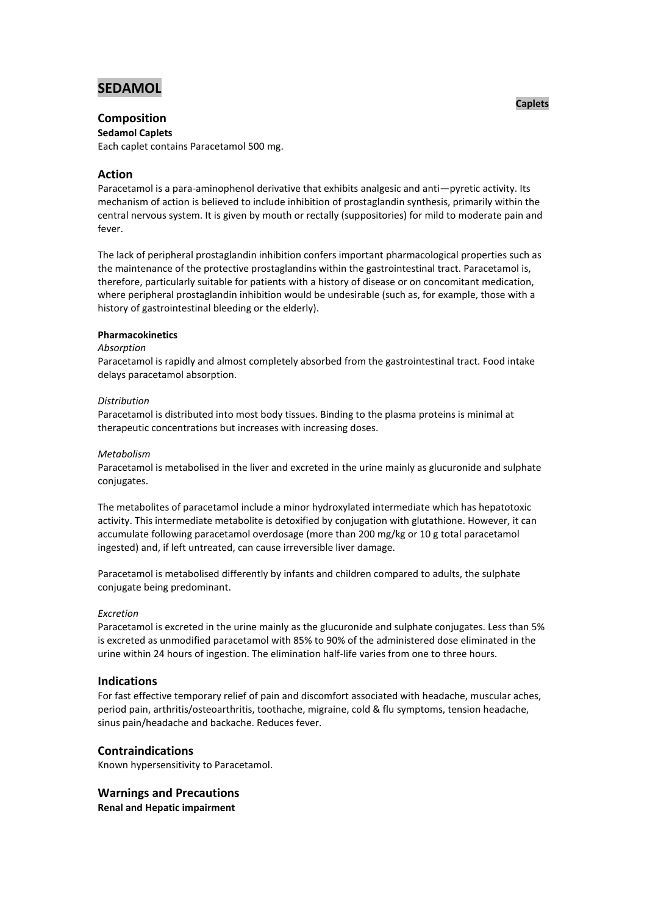# SEDAMOL

**Caplets**

## Composition

**Sedamol Caplets**

Each caplet contains Paracetamol 500 mg.

## Action

Paracetamol is a para-aminophenol derivative that exhibits analgesic and anti—pyretic activity. Its mechanism of action is believed to include inhibition of prostaglandin synthesis, primarily within the central nervous system. It is given by mouth or rectally (suppositories) for mild to moderate pain and fever.

The lack of peripheral prostaglandin inhibition confers important pharmacological properties such as the maintenance of the protective prostaglandins within the gastrointestinal tract. Paracetamol is, therefore, particularly suitable for patients with a history of disease or on concomitant medication, where peripheral prostaglandin inhibition would be undesirable (such as, for example, those with a history of gastrointestinal bleeding or the elderly).

**Pharmacokinetics**

*Absorption*

Paracetamol is rapidly and almost completely absorbed from the gastrointestinal tract. Food intake delays paracetamol absorption.

*Distribution*

Paracetamol is distributed into most body tissues. Binding to the plasma proteins is minimal at therapeutic concentrations but increases with increasing doses.

*Metabolism*

Paracetamol is metabolised in the liver and excreted in the urine mainly as glucuronide and sulphate conjugates.

The metabolites of paracetamol include a minor hydroxylated intermediate which has hepatotoxic activity. This intermediate metabolite is detoxified by conjugation with glutathione. However, it can accumulate following paracetamol overdosage (more than 200 mg/kg or 10 g total paracetamol ingested) and, if left untreated, can cause irreversible liver damage.

Paracetamol is metabolised differently by infants and children compared to adults, the sulphate conjugate being predominant.

*Excretion*

Paracetamol is excreted in the urine mainly as the glucuronide and sulphate conjugates. Less than 5% is excreted as unmodified paracetamol with 85% to 90% of the administered dose eliminated in the urine within 24 hours of ingestion. The elimination half-life varies from one to three hours.

## Indications

For fast effective temporary relief of pain and discomfort associated with headache, muscular aches, period pain, arthritis/osteoarthritis, toothache, migraine, cold & flu symptoms, tension headache, sinus pain/headache and backache. Reduces fever.

## Contraindications

Known hypersensitivity to Paracetamol.

## Warnings and Precautions

**Renal and Hepatic impairment**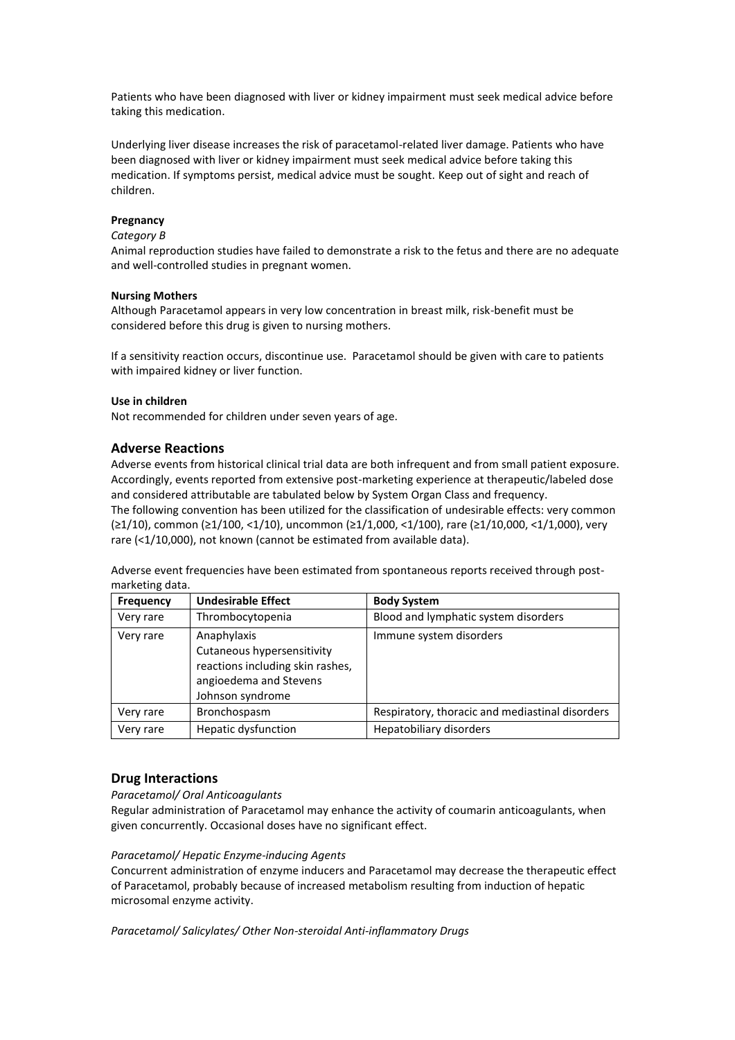Patients who have been diagnosed with liver or kidney impairment must seek medical advice before taking this medication.

Underlying liver disease increases the risk of paracetamol-related liver damage. Patients who have been diagnosed with liver or kidney impairment must seek medical advice before taking this medication. If symptoms persist, medical advice must be sought. Keep out of sight and reach of children.

**Pregnancy**

*Category B*

Animal reproduction studies have failed to demonstrate a risk to the fetus and there are no adequate and well-controlled studies in pregnant women.

**Nursing Mothers**

Although Paracetamol appears in very low concentration in breast milk, risk-benefit must be considered before this drug is given to nursing mothers.

If a sensitivity reaction occurs, discontinue use. Paracetamol should be given with care to patients with impaired kidney or liver function.

**Use in children**

Not recommended for children under seven years of age.

## Adverse Reactions

Adverse events from historical clinical trial data are both infrequent and from small patient exposure. Accordingly, events reported from extensive post-marketing experience at therapeutic/labeled dose and considered attributable are tabulated below by System Organ Class and frequency.
The following convention has been utilized for the classification of undesirable effects: very common (≥1/10), common (≥1/100, <1/10), uncommon (≥1/1,000, <1/100), rare (≥1/10,000, <1/1,000), very rare (<1/10,000), not known (cannot be estimated from available data).

Adverse event frequencies have been estimated from spontaneous reports received through post-marketing data.

| Frequency | Undesirable Effect | Body System |
|---|---|---|
| Very rare | Thrombocytopenia | Blood and lymphatic system disorders |
| Very rare | Anaphylaxis<br>Cutaneous hypersensitivity reactions including skin rashes, angioedema and Stevens Johnson syndrome | Immune system disorders |
| Very rare | Bronchospasm | Respiratory, thoracic and mediastinal disorders |
| Very rare | Hepatic dysfunction | Hepatobiliary disorders |

## Drug Interactions

*Paracetamol/ Oral Anticoagulants*

Regular administration of Paracetamol may enhance the activity of coumarin anticoagulants, when given concurrently. Occasional doses have no significant effect.

*Paracetamol/ Hepatic Enzyme-inducing Agents*

Concurrent administration of enzyme inducers and Paracetamol may decrease the therapeutic effect of Paracetamol, probably because of increased metabolism resulting from induction of hepatic microsomal enzyme activity.

*Paracetamol/ Salicylates/ Other Non-steroidal Anti-inflammatory Drugs*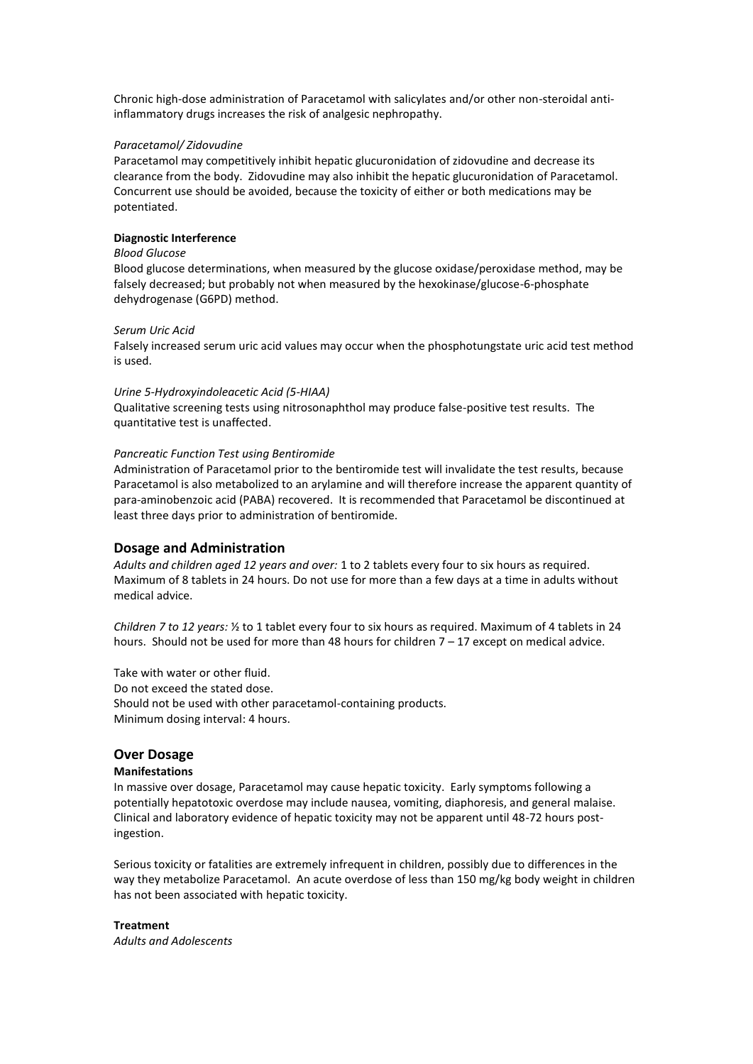Chronic high-dose administration of Paracetamol with salicylates and/or other non-steroidal anti-inflammatory drugs increases the risk of analgesic nephropathy.

*Paracetamol/ Zidovudine*

Paracetamol may competitively inhibit hepatic glucuronidation of zidovudine and decrease its clearance from the body. Zidovudine may also inhibit the hepatic glucuronidation of Paracetamol. Concurrent use should be avoided, because the toxicity of either or both medications may be potentiated.

**Diagnostic Interference**

*Blood Glucose*

Blood glucose determinations, when measured by the glucose oxidase/peroxidase method, may be falsely decreased; but probably not when measured by the hexokinase/glucose-6-phosphate dehydrogenase (G6PD) method.

*Serum Uric Acid*

Falsely increased serum uric acid values may occur when the phosphotungstate uric acid test method is used.

*Urine 5-Hydroxyindoleacetic Acid (5-HIAA)*

Qualitative screening tests using nitrosonaphthol may produce false-positive test results. The quantitative test is unaffected.

*Pancreatic Function Test using Bentiromide*

Administration of Paracetamol prior to the bentiromide test will invalidate the test results, because Paracetamol is also metabolized to an arylamine and will therefore increase the apparent quantity of para-aminobenzoic acid (PABA) recovered. It is recommended that Paracetamol be discontinued at least three days prior to administration of bentiromide.

## Dosage and Administration

*Adults and children aged 12 years and over:* 1 to 2 tablets every four to six hours as required. Maximum of 8 tablets in 24 hours. Do not use for more than a few days at a time in adults without medical advice.

*Children 7 to 12 years:* ½ to 1 tablet every four to six hours as required. Maximum of 4 tablets in 24 hours. Should not be used for more than 48 hours for children 7 – 17 except on medical advice.

Take with water or other fluid.
Do not exceed the stated dose.
Should not be used with other paracetamol-containing products.
Minimum dosing interval: 4 hours.

## Over Dosage

**Manifestations**

In massive over dosage, Paracetamol may cause hepatic toxicity. Early symptoms following a potentially hepatotoxic overdose may include nausea, vomiting, diaphoresis, and general malaise. Clinical and laboratory evidence of hepatic toxicity may not be apparent until 48-72 hours post-ingestion.

Serious toxicity or fatalities are extremely infrequent in children, possibly due to differences in the way they metabolize Paracetamol. An acute overdose of less than 150 mg/kg body weight in children has not been associated with hepatic toxicity.

**Treatment**

*Adults and Adolescents*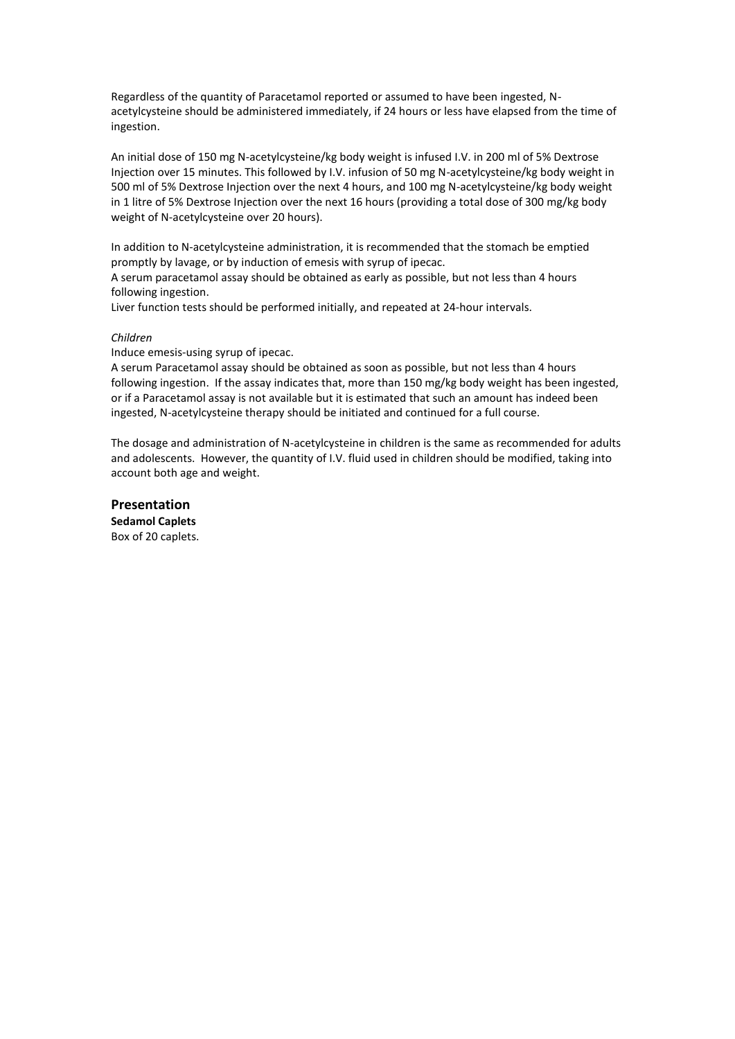Regardless of the quantity of Paracetamol reported or assumed to have been ingested, N-acetylcysteine should be administered immediately, if 24 hours or less have elapsed from the time of ingestion.

An initial dose of 150 mg N-acetylcysteine/kg body weight is infused I.V. in 200 ml of 5% Dextrose Injection over 15 minutes. This followed by I.V. infusion of 50 mg N-acetylcysteine/kg body weight in 500 ml of 5% Dextrose Injection over the next 4 hours, and 100 mg N-acetylcysteine/kg body weight in 1 litre of 5% Dextrose Injection over the next 16 hours (providing a total dose of 300 mg/kg body weight of N-acetylcysteine over 20 hours).

In addition to N-acetylcysteine administration, it is recommended that the stomach be emptied promptly by lavage, or by induction of emesis with syrup of ipecac.
A serum paracetamol assay should be obtained as early as possible, but not less than 4 hours following ingestion.
Liver function tests should be performed initially, and repeated at 24-hour intervals.

*Children*

Induce emesis-using syrup of ipecac.
A serum Paracetamol assay should be obtained as soon as possible, but not less than 4 hours following ingestion. If the assay indicates that, more than 150 mg/kg body weight has been ingested, or if a Paracetamol assay is not available but it is estimated that such an amount has indeed been ingested, N-acetylcysteine therapy should be initiated and continued for a full course.

The dosage and administration of N-acetylcysteine in children is the same as recommended for adults and adolescents. However, the quantity of I.V. fluid used in children should be modified, taking into account both age and weight.

## Presentation

**Sedamol Caplets**
Box of 20 caplets.